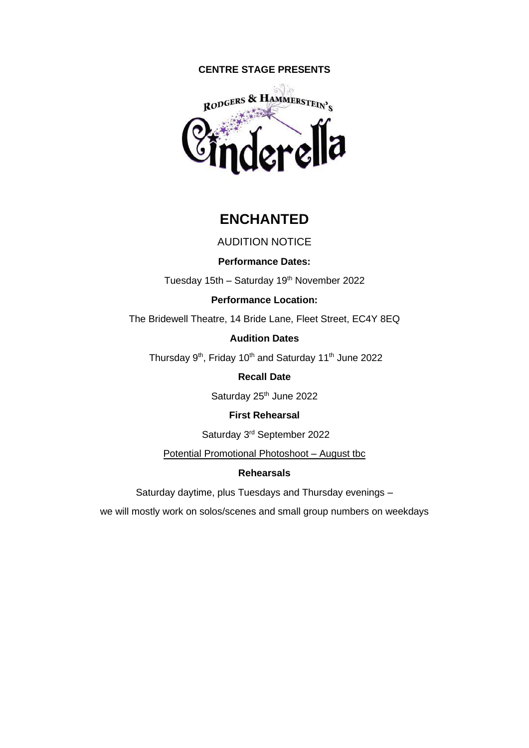**CENTRE STAGE PRESENTS**

RODGERS & HAMMERSTEIN'S

Cinderella

# ENCHANTED

AUDITION NOTICE

**Performance Dates:**

Tuesday 15th – Saturday 19th November 2022

**Performance Location:**

The Bridewell Theatre, 14 Bride Lane, Fleet Street, EC4Y 8EQ

**Audition Dates**

Thursday 9th, Friday 10th and Saturday 11th June 2022

**Recall Date**

Saturday 25th June 2022

**First Rehearsal**

Saturday 3rd September 2022

Potential Promotional Photoshoot – August tbc

**Rehearsals**

Saturday daytime, plus Tuesdays and Thursday evenings –

we will mostly work on solos/scenes and small group numbers on weekdays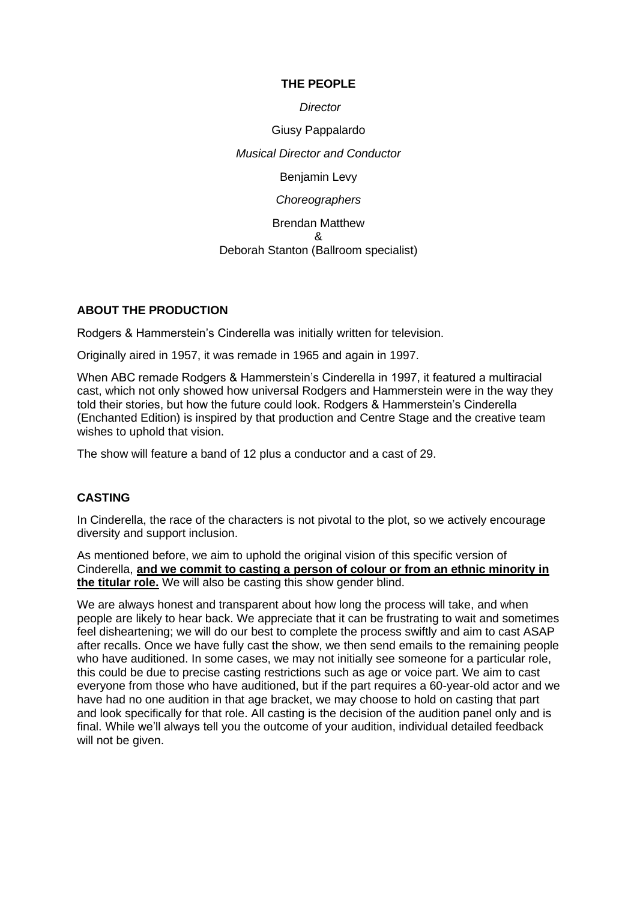## THE PEOPLE

*Director*

Giusy Pappalardo

*Musical Director and Conductor*

Benjamin Levy

*Choreographers*

Brendan Matthew
&
Deborah Stanton (Ballroom specialist)

## ABOUT THE PRODUCTION

Rodgers & Hammerstein's Cinderella was initially written for television.

Originally aired in 1957, it was remade in 1965 and again in 1997.

When ABC remade Rodgers & Hammerstein's Cinderella in 1997, it featured a multiracial cast, which not only showed how universal Rodgers and Hammerstein were in the way they told their stories, but how the future could look. Rodgers & Hammerstein's Cinderella (Enchanted Edition) is inspired by that production and Centre Stage and the creative team wishes to uphold that vision.

The show will feature a band of 12 plus a conductor and a cast of 29.

## CASTING

In Cinderella, the race of the characters is not pivotal to the plot, so we actively encourage diversity and support inclusion.

As mentioned before, we aim to uphold the original vision of this specific version of Cinderella, **and we commit to casting a person of colour or from an ethnic minority in the titular role.** We will also be casting this show gender blind.

We are always honest and transparent about how long the process will take, and when people are likely to hear back. We appreciate that it can be frustrating to wait and sometimes feel disheartening; we will do our best to complete the process swiftly and aim to cast ASAP after recalls. Once we have fully cast the show, we then send emails to the remaining people who have auditioned. In some cases, we may not initially see someone for a particular role, this could be due to precise casting restrictions such as age or voice part. We aim to cast everyone from those who have auditioned, but if the part requires a 60-year-old actor and we have had no one audition in that age bracket, we may choose to hold on casting that part and look specifically for that role. All casting is the decision of the audition panel only and is final. While we'll always tell you the outcome of your audition, individual detailed feedback will not be given.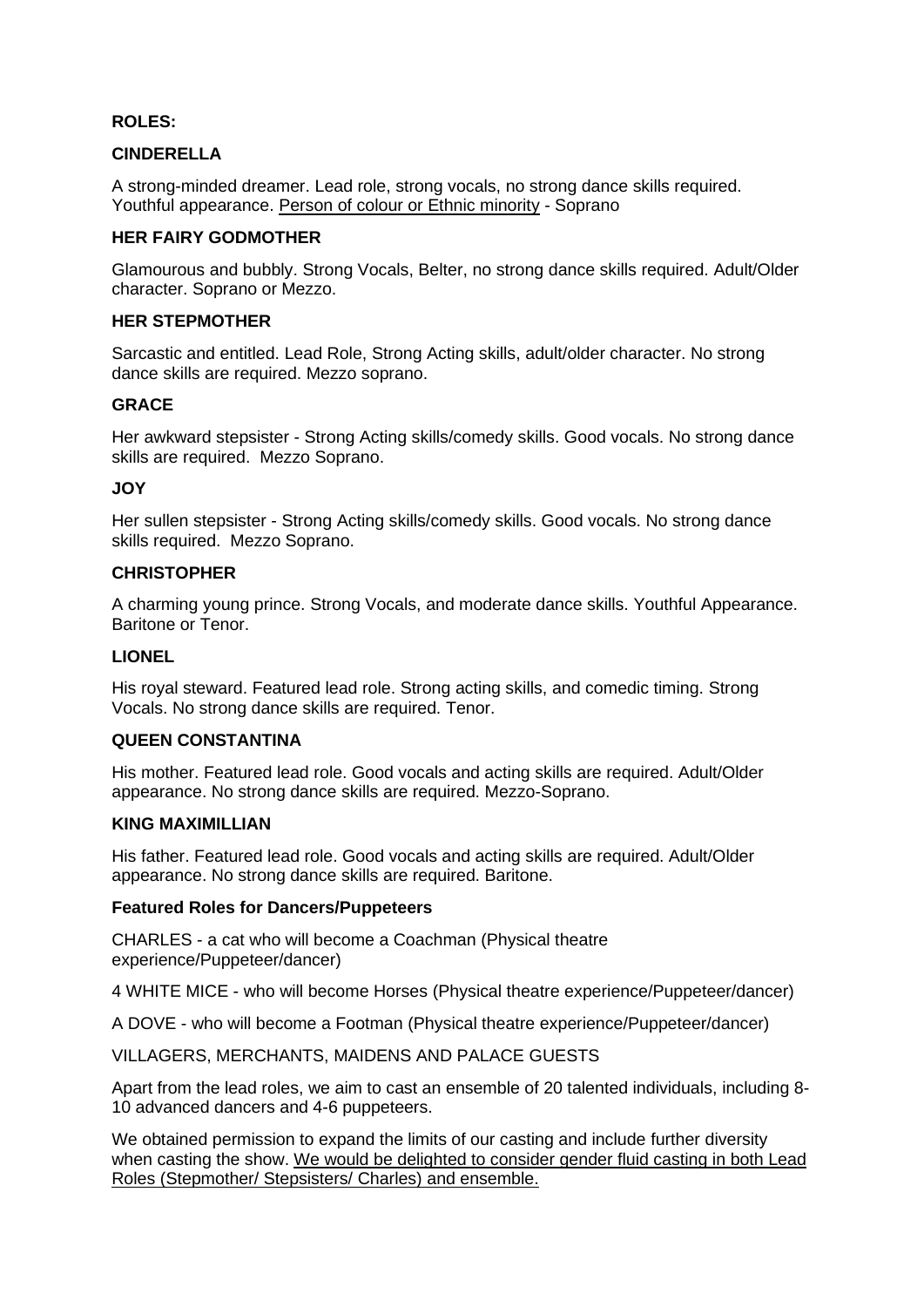**ROLES:**

**CINDERELLA**

A strong-minded dreamer. Lead role, strong vocals, no strong dance skills required. Youthful appearance. <u>Person of colour or Ethnic minority</u> - Soprano

**HER FAIRY GODMOTHER**

Glamourous and bubbly. Strong Vocals, Belter, no strong dance skills required. Adult/Older character. Soprano or Mezzo.

**HER STEPMOTHER**

Sarcastic and entitled. Lead Role, Strong Acting skills, adult/older character. No strong dance skills are required. Mezzo soprano.

**GRACE**

Her awkward stepsister - Strong Acting skills/comedy skills. Good vocals. No strong dance skills are required. Mezzo Soprano.

**JOY**

Her sullen stepsister - Strong Acting skills/comedy skills. Good vocals. No strong dance skills required. Mezzo Soprano.

**CHRISTOPHER**

A charming young prince. Strong Vocals, and moderate dance skills. Youthful Appearance. Baritone or Tenor.

**LIONEL**

His royal steward. Featured lead role. Strong acting skills, and comedic timing. Strong Vocals. No strong dance skills are required. Tenor.

**QUEEN CONSTANTINA**

His mother. Featured lead role. Good vocals and acting skills are required. Adult/Older appearance. No strong dance skills are required. Mezzo-Soprano.

**KING MAXIMILLIAN**

His father. Featured lead role. Good vocals and acting skills are required. Adult/Older appearance. No strong dance skills are required. Baritone.

**Featured Roles for Dancers/Puppeteers**

CHARLES - a cat who will become a Coachman (Physical theatre experience/Puppeteer/dancer)

4 WHITE MICE - who will become Horses (Physical theatre experience/Puppeteer/dancer)

A DOVE - who will become a Footman (Physical theatre experience/Puppeteer/dancer)

VILLAGERS, MERCHANTS, MAIDENS AND PALACE GUESTS

Apart from the lead roles, we aim to cast an ensemble of 20 talented individuals, including 8-10 advanced dancers and 4-6 puppeteers.

We obtained permission to expand the limits of our casting and include further diversity when casting the show. <u>We would be delighted to consider gender fluid casting in both Lead Roles (Stepmother/ Stepsisters/ Charles) and ensemble.</u>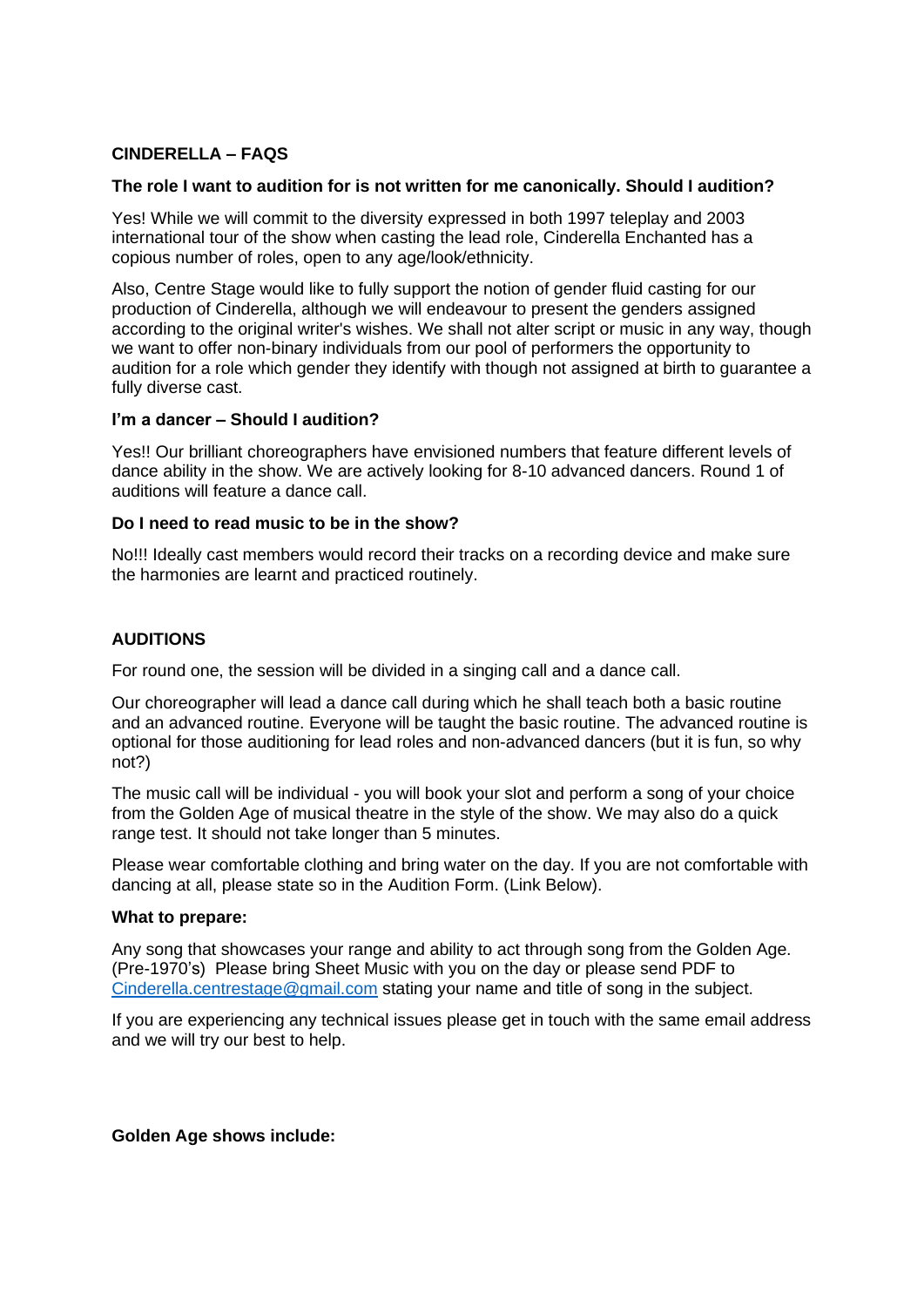## CINDERELLA – FAQS

**The role I want to audition for is not written for me canonically. Should I audition?**

Yes! While we will commit to the diversity expressed in both 1997 teleplay and 2003 international tour of the show when casting the lead role, Cinderella Enchanted has a copious number of roles, open to any age/look/ethnicity.

Also, Centre Stage would like to fully support the notion of gender fluid casting for our production of Cinderella, although we will endeavour to present the genders assigned according to the original writer's wishes. We shall not alter script or music in any way, though we want to offer non-binary individuals from our pool of performers the opportunity to audition for a role which gender they identify with though not assigned at birth to guarantee a fully diverse cast.

**I'm a dancer – Should I audition?**

Yes!! Our brilliant choreographers have envisioned numbers that feature different levels of dance ability in the show. We are actively looking for 8-10 advanced dancers. Round 1 of auditions will feature a dance call.

**Do I need to read music to be in the show?**

No!!! Ideally cast members would record their tracks on a recording device and make sure the harmonies are learnt and practiced routinely.

## AUDITIONS

For round one, the session will be divided in a singing call and a dance call.

Our choreographer will lead a dance call during which he shall teach both a basic routine and an advanced routine. Everyone will be taught the basic routine. The advanced routine is optional for those auditioning for lead roles and non-advanced dancers (but it is fun, so why not?)

The music call will be individual - you will book your slot and perform a song of your choice from the Golden Age of musical theatre in the style of the show. We may also do a quick range test. It should not take longer than 5 minutes.

Please wear comfortable clothing and bring water on the day. If you are not comfortable with dancing at all, please state so in the Audition Form. (Link Below).

**What to prepare:**

Any song that showcases your range and ability to act through song from the Golden Age. (Pre-1970's) Please bring Sheet Music with you on the day or please send PDF to Cinderella.centrestage@gmail.com stating your name and title of song in the subject.

If you are experiencing any technical issues please get in touch with the same email address and we will try our best to help.

**Golden Age shows include:**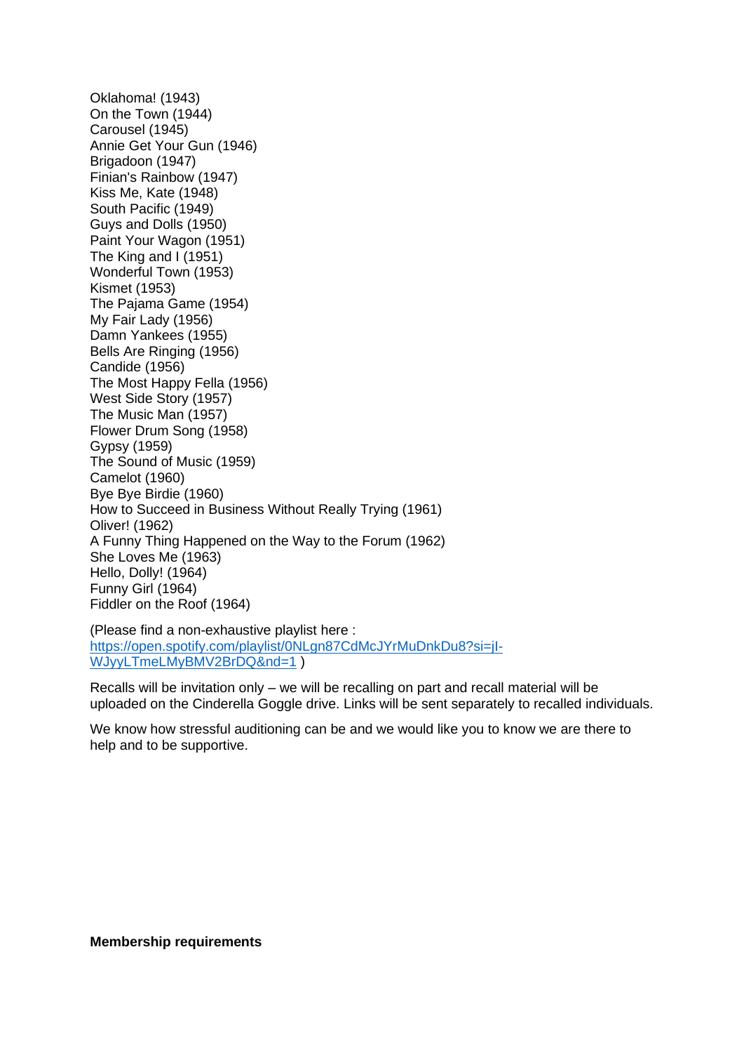Oklahoma! (1943)
On the Town (1944)
Carousel (1945)
Annie Get Your Gun (1946)
Brigadoon (1947)
Finian's Rainbow (1947)
Kiss Me, Kate (1948)
South Pacific (1949)
Guys and Dolls (1950)
Paint Your Wagon (1951)
The King and I (1951)
Wonderful Town (1953)
Kismet (1953)
The Pajama Game (1954)
My Fair Lady (1956)
Damn Yankees (1955)
Bells Are Ringing (1956)
Candide (1956)
The Most Happy Fella (1956)
West Side Story (1957)
The Music Man (1957)
Flower Drum Song (1958)
Gypsy (1959)
The Sound of Music (1959)
Camelot (1960)
Bye Bye Birdie (1960)
How to Succeed in Business Without Really Trying (1961)
Oliver! (1962)
A Funny Thing Happened on the Way to the Forum (1962)
She Loves Me (1963)
Hello, Dolly! (1964)
Funny Girl (1964)
Fiddler on the Roof (1964)

(Please find a non-exhaustive playlist here : [https://open.spotify.com/playlist/0NLgn87CdMcJYrMuDnkDu8?si=jI-WJyyLTmeLMyBMV2BrDQ&nd=1](https://open.spotify.com/playlist/0NLgn87CdMcJYrMuDnkDu8?si=jI-WJyyLTmeLMyBMV2BrDQ&nd=1) )

Recalls will be invitation only – we will be recalling on part and recall material will be uploaded on the Cinderella Goggle drive. Links will be sent separately to recalled individuals.

We know how stressful auditioning can be and we would like you to know we are there to help and to be supportive.

**Membership requirements**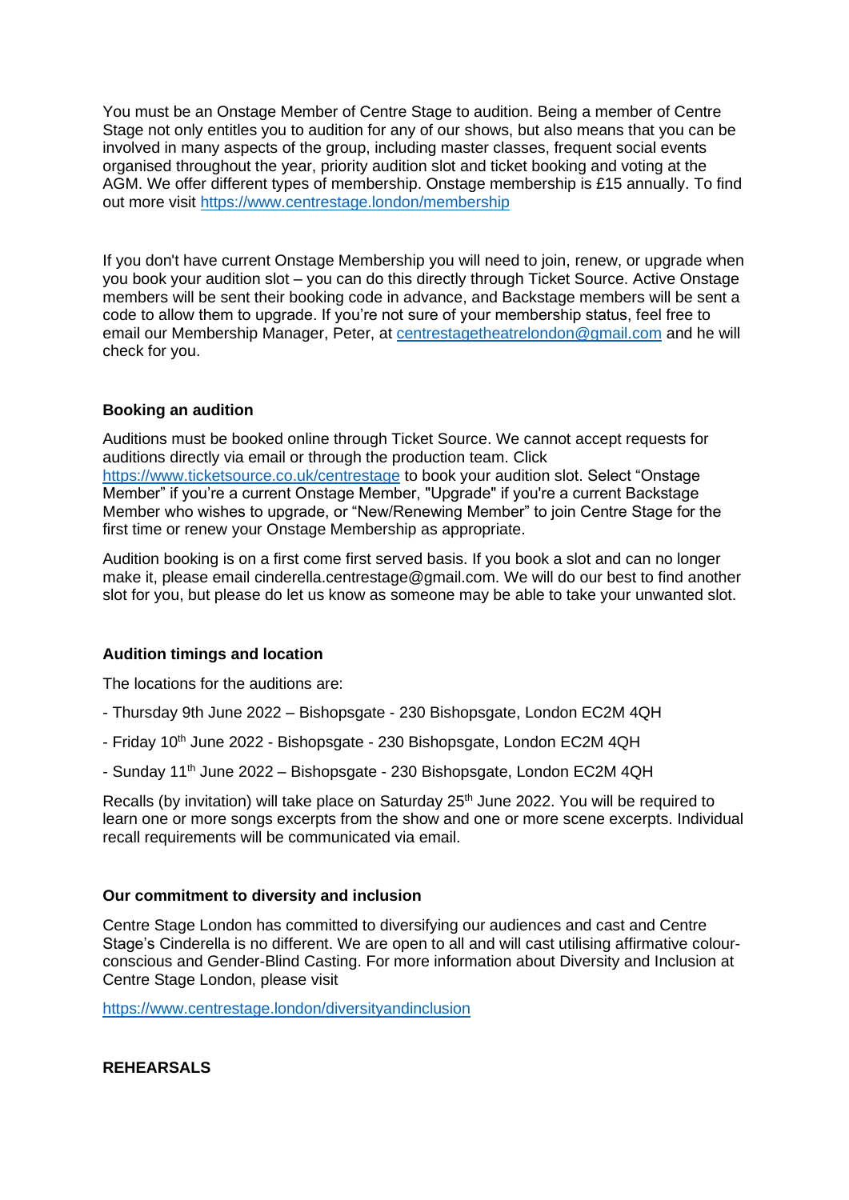You must be an Onstage Member of Centre Stage to audition. Being a member of Centre Stage not only entitles you to audition for any of our shows, but also means that you can be involved in many aspects of the group, including master classes, frequent social events organised throughout the year, priority audition slot and ticket booking and voting at the AGM. We offer different types of membership. Onstage membership is £15 annually. To find out more visit [https://www.centrestage.london/membership](https://www.centrestage.london/membership)

If you don't have current Onstage Membership you will need to join, renew, or upgrade when you book your audition slot – you can do this directly through Ticket Source. Active Onstage members will be sent their booking code in advance, and Backstage members will be sent a code to allow them to upgrade. If you're not sure of your membership status, feel free to email our Membership Manager, Peter, at [centrestagetheatrelondon@gmail.com](mailto:centrestagetheatrelondon@gmail.com) and he will check for you.

### Booking an audition

Auditions must be booked online through Ticket Source. We cannot accept requests for auditions directly via email or through the production team. Click [https://www.ticketsource.co.uk/centrestage](https://www.ticketsource.co.uk/centrestage) to book your audition slot. Select "Onstage Member" if you're a current Onstage Member, "Upgrade" if you're a current Backstage Member who wishes to upgrade, or "New/Renewing Member" to join Centre Stage for the first time or renew your Onstage Membership as appropriate.

Audition booking is on a first come first served basis. If you book a slot and can no longer make it, please email cinderella.centrestage@gmail.com. We will do our best to find another slot for you, but please do let us know as someone may be able to take your unwanted slot.

### Audition timings and location

The locations for the auditions are:

- Thursday 9th June 2022 – Bishopsgate - 230 Bishopsgate, London EC2M 4QH
- Friday 10th June 2022 - Bishopsgate - 230 Bishopsgate, London EC2M 4QH
- Sunday 11th June 2022 – Bishopsgate - 230 Bishopsgate, London EC2M 4QH

Recalls (by invitation) will take place on Saturday 25th June 2022. You will be required to learn one or more songs excerpts from the show and one or more scene excerpts. Individual recall requirements will be communicated via email.

### Our commitment to diversity and inclusion

Centre Stage London has committed to diversifying our audiences and cast and Centre Stage's Cinderella is no different. We are open to all and will cast utilising affirmative colour-conscious and Gender-Blind Casting. For more information about Diversity and Inclusion at Centre Stage London, please visit

[https://www.centrestage.london/diversityandinclusion](https://www.centrestage.london/diversityandinclusion)

## REHEARSALS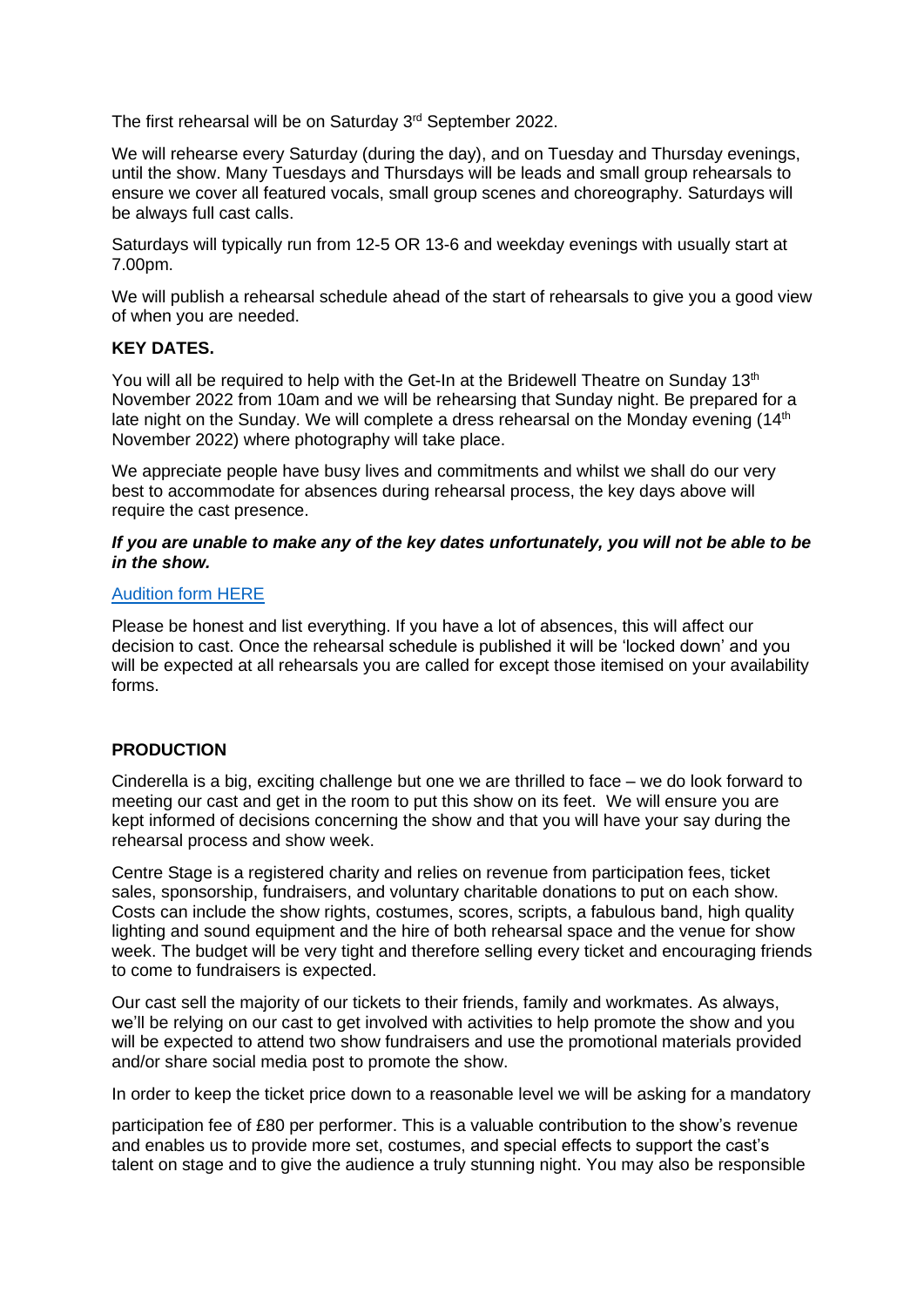The first rehearsal will be on Saturday 3rd September 2022.

We will rehearse every Saturday (during the day), and on Tuesday and Thursday evenings, until the show. Many Tuesdays and Thursdays will be leads and small group rehearsals to ensure we cover all featured vocals, small group scenes and choreography. Saturdays will be always full cast calls.

Saturdays will typically run from 12-5 OR 13-6 and weekday evenings with usually start at 7.00pm.

We will publish a rehearsal schedule ahead of the start of rehearsals to give you a good view of when you are needed.

**KEY DATES.**

You will all be required to help with the Get-In at the Bridewell Theatre on Sunday 13th November 2022 from 10am and we will be rehearsing that Sunday night. Be prepared for a late night on the Sunday. We will complete a dress rehearsal on the Monday evening (14th November 2022) where photography will take place.

We appreciate people have busy lives and commitments and whilst we shall do our very best to accommodate for absences during rehearsal process, the key days above will require the cast presence.

***If you are unable to make any of the key dates unfortunately, you will not be able to be in the show.***

Audition form HERE

Please be honest and list everything. If you have a lot of absences, this will affect our decision to cast. Once the rehearsal schedule is published it will be 'locked down' and you will be expected at all rehearsals you are called for except those itemised on your availability forms.

**PRODUCTION**

Cinderella is a big, exciting challenge but one we are thrilled to face – we do look forward to meeting our cast and get in the room to put this show on its feet. We will ensure you are kept informed of decisions concerning the show and that you will have your say during the rehearsal process and show week.

Centre Stage is a registered charity and relies on revenue from participation fees, ticket sales, sponsorship, fundraisers, and voluntary charitable donations to put on each show. Costs can include the show rights, costumes, scores, scripts, a fabulous band, high quality lighting and sound equipment and the hire of both rehearsal space and the venue for show week. The budget will be very tight and therefore selling every ticket and encouraging friends to come to fundraisers is expected.

Our cast sell the majority of our tickets to their friends, family and workmates. As always, we'll be relying on our cast to get involved with activities to help promote the show and you will be expected to attend two show fundraisers and use the promotional materials provided and/or share social media post to promote the show.

In order to keep the ticket price down to a reasonable level we will be asking for a mandatory participation fee of £80 per performer. This is a valuable contribution to the show's revenue and enables us to provide more set, costumes, and special effects to support the cast's talent on stage and to give the audience a truly stunning night. You may also be responsible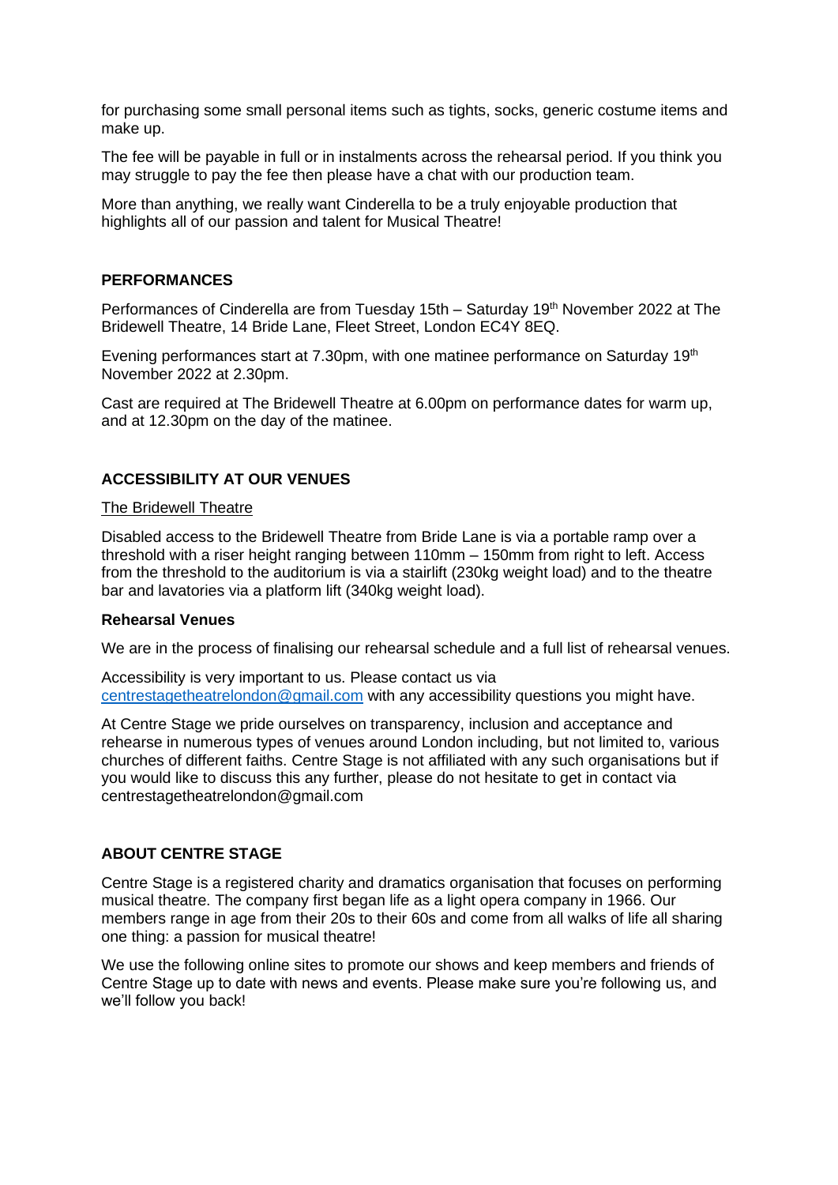for purchasing some small personal items such as tights, socks, generic costume items and make up.

The fee will be payable in full or in instalments across the rehearsal period. If you think you may struggle to pay the fee then please have a chat with our production team.

More than anything, we really want Cinderella to be a truly enjoyable production that highlights all of our passion and talent for Musical Theatre!

## PERFORMANCES

Performances of Cinderella are from Tuesday 15th – Saturday 19th November 2022 at The Bridewell Theatre, 14 Bride Lane, Fleet Street, London EC4Y 8EQ.

Evening performances start at 7.30pm, with one matinee performance on Saturday 19th November 2022 at 2.30pm.

Cast are required at The Bridewell Theatre at 6.00pm on performance dates for warm up, and at 12.30pm on the day of the matinee.

## ACCESSIBILITY AT OUR VENUES

The Bridewell Theatre

Disabled access to the Bridewell Theatre from Bride Lane is via a portable ramp over a threshold with a riser height ranging between 110mm – 150mm from right to left. Access from the threshold to the auditorium is via a stairlift (230kg weight load) and to the theatre bar and lavatories via a platform lift (340kg weight load).

**Rehearsal Venues**

We are in the process of finalising our rehearsal schedule and a full list of rehearsal venues.

Accessibility is very important to us. Please contact us via centrestagetheatrelondon@gmail.com with any accessibility questions you might have.

At Centre Stage we pride ourselves on transparency, inclusion and acceptance and rehearse in numerous types of venues around London including, but not limited to, various churches of different faiths. Centre Stage is not affiliated with any such organisations but if you would like to discuss this any further, please do not hesitate to get in contact via centrestagetheatrelondon@gmail.com

## ABOUT CENTRE STAGE

Centre Stage is a registered charity and dramatics organisation that focuses on performing musical theatre. The company first began life as a light opera company in 1966. Our members range in age from their 20s to their 60s and come from all walks of life all sharing one thing: a passion for musical theatre!

We use the following online sites to promote our shows and keep members and friends of Centre Stage up to date with news and events. Please make sure you're following us, and we'll follow you back!